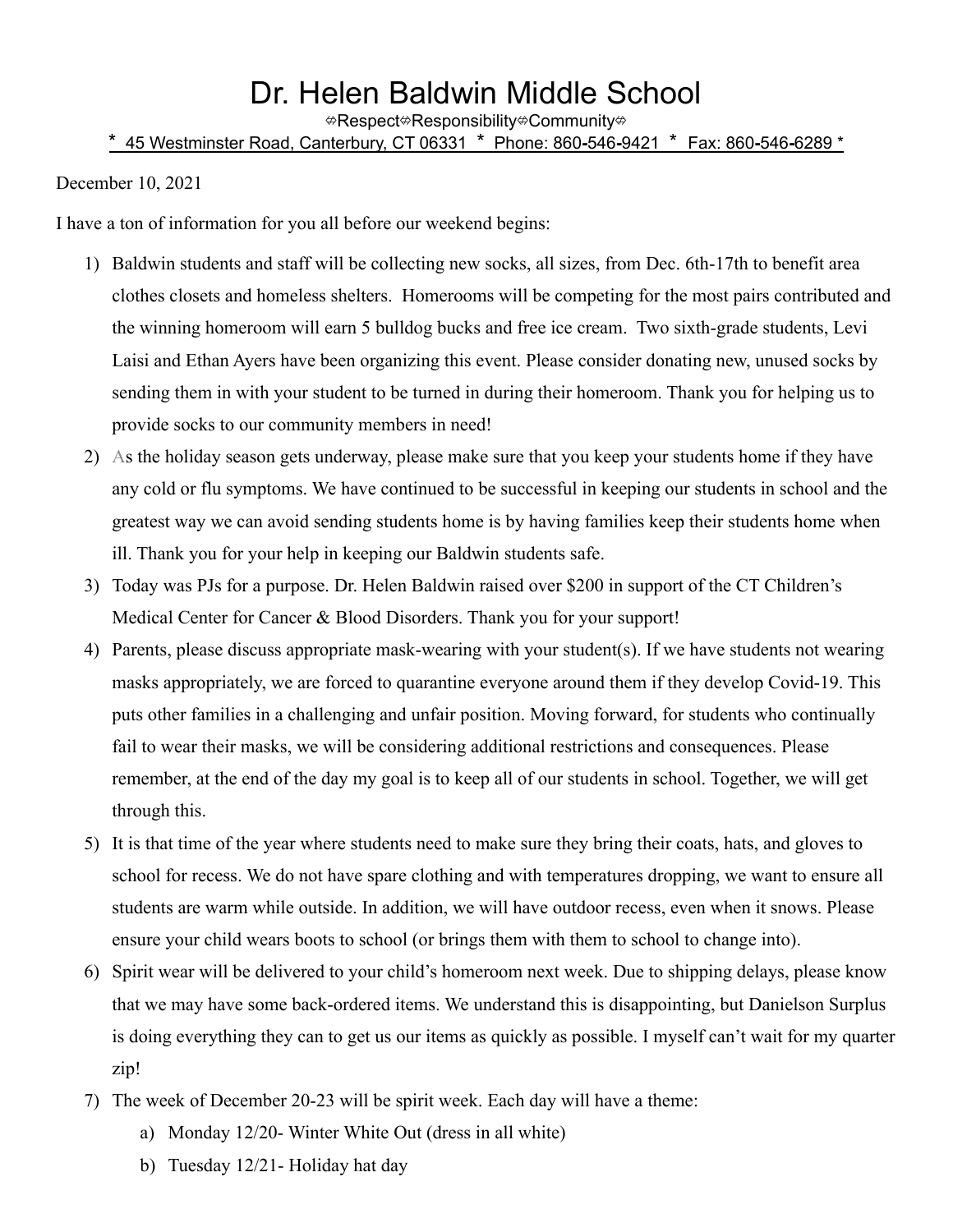# Dr. Helen Baldwin Middle School

⬄Respect⬄Responsibility⬄Community⬄

\* 45 Westminster Road, Canterbury, CT 06331 * Phone: 860-546-9421 * Fax: 860-546-6289 *

December 10, 2021

I have a ton of information for you all before our weekend begins:

1) Baldwin students and staff will be collecting new socks, all sizes, from Dec. 6th-17th to benefit area clothes closets and homeless shelters. Homerooms will be competing for the most pairs contributed and the winning homeroom will earn 5 bulldog bucks and free ice cream. Two sixth-grade students, Levi Laisi and Ethan Ayers have been organizing this event. Please consider donating new, unused socks by sending them in with your student to be turned in during their homeroom. Thank you for helping us to provide socks to our community members in need!
2) As the holiday season gets underway, please make sure that you keep your students home if they have any cold or flu symptoms. We have continued to be successful in keeping our students in school and the greatest way we can avoid sending students home is by having families keep their students home when ill. Thank you for your help in keeping our Baldwin students safe.
3) Today was PJs for a purpose. Dr. Helen Baldwin raised over $200 in support of the CT Children's Medical Center for Cancer & Blood Disorders. Thank you for your support!
4) Parents, please discuss appropriate mask-wearing with your student(s). If we have students not wearing masks appropriately, we are forced to quarantine everyone around them if they develop Covid-19. This puts other families in a challenging and unfair position. Moving forward, for students who continually fail to wear their masks, we will be considering additional restrictions and consequences. Please remember, at the end of the day my goal is to keep all of our students in school. Together, we will get through this.
5) It is that time of the year where students need to make sure they bring their coats, hats, and gloves to school for recess. We do not have spare clothing and with temperatures dropping, we want to ensure all students are warm while outside. In addition, we will have outdoor recess, even when it snows. Please ensure your child wears boots to school (or brings them with them to school to change into).
6) Spirit wear will be delivered to your child's homeroom next week. Due to shipping delays, please know that we may have some back-ordered items. We understand this is disappointing, but Danielson Surplus is doing everything they can to get us our items as quickly as possible. I myself can't wait for my quarter zip!
7) The week of December 20-23 will be spirit week. Each day will have a theme:
    a) Monday 12/20- Winter White Out (dress in all white)
    b) Tuesday 12/21- Holiday hat day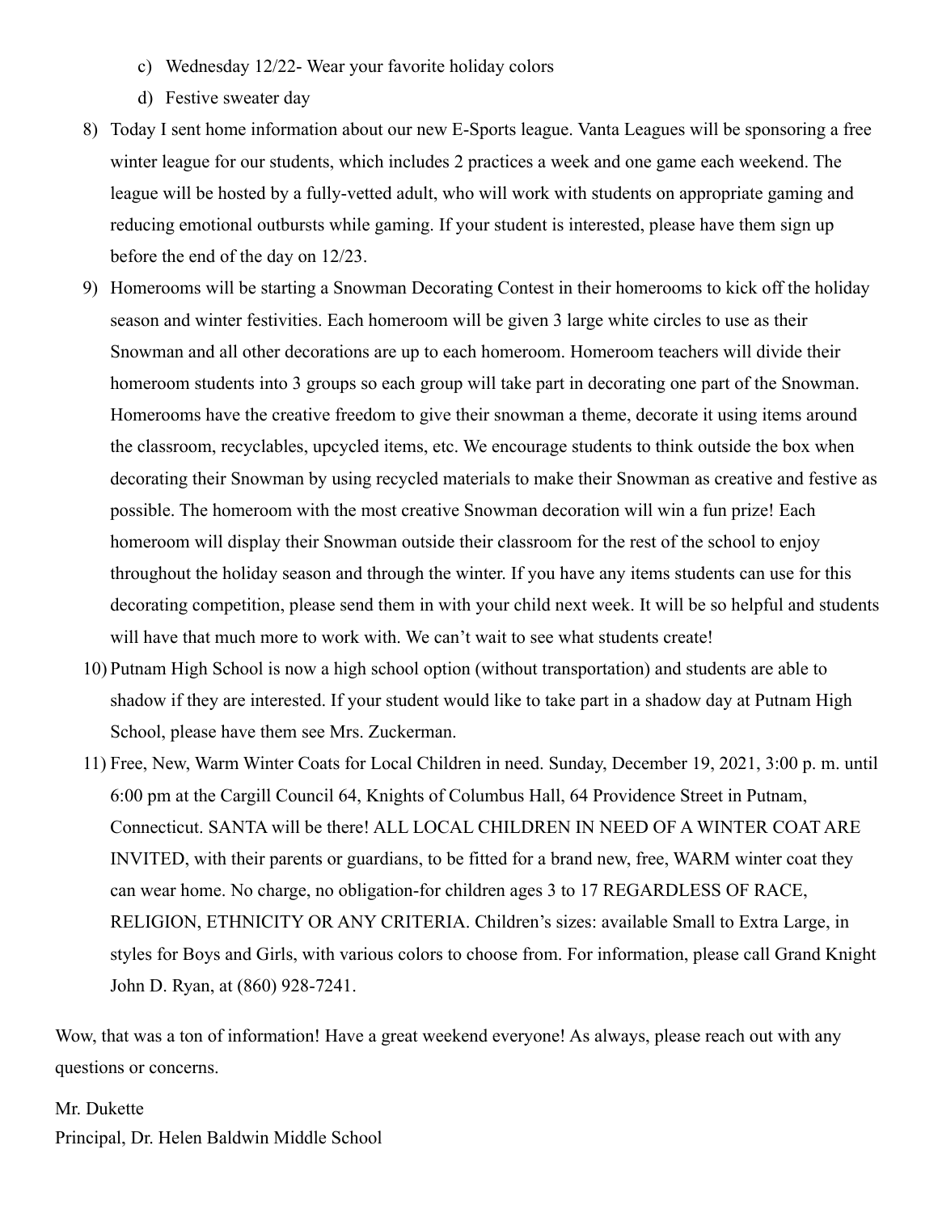c) Wednesday 12/22- Wear your favorite holiday colors
d) Festive sweater day

8) Today I sent home information about our new E-Sports league. Vanta Leagues will be sponsoring a free winter league for our students, which includes 2 practices a week and one game each weekend. The league will be hosted by a fully-vetted adult, who will work with students on appropriate gaming and reducing emotional outbursts while gaming. If your student is interested, please have them sign up before the end of the day on 12/23.
9) Homerooms will be starting a Snowman Decorating Contest in their homerooms to kick off the holiday season and winter festivities. Each homeroom will be given 3 large white circles to use as their Snowman and all other decorations are up to each homeroom. Homeroom teachers will divide their homeroom students into 3 groups so each group will take part in decorating one part of the Snowman. Homerooms have the creative freedom to give their snowman a theme, decorate it using items around the classroom, recyclables, upcycled items, etc. We encourage students to think outside the box when decorating their Snowman by using recycled materials to make their Snowman as creative and festive as possible. The homeroom with the most creative Snowman decoration will win a fun prize! Each homeroom will display their Snowman outside their classroom for the rest of the school to enjoy throughout the holiday season and through the winter. If you have any items students can use for this decorating competition, please send them in with your child next week. It will be so helpful and students will have that much more to work with. We can't wait to see what students create!
10) Putnam High School is now a high school option (without transportation) and students are able to shadow if they are interested. If your student would like to take part in a shadow day at Putnam High School, please have them see Mrs. Zuckerman.
11) Free, New, Warm Winter Coats for Local Children in need. Sunday, December 19, 2021, 3:00 p. m. until 6:00 pm at the Cargill Council 64, Knights of Columbus Hall, 64 Providence Street in Putnam, Connecticut. SANTA will be there! ALL LOCAL CHILDREN IN NEED OF A WINTER COAT ARE INVITED, with their parents or guardians, to be fitted for a brand new, free, WARM winter coat they can wear home. No charge, no obligation-for children ages 3 to 17 REGARDLESS OF RACE, RELIGION, ETHNICITY OR ANY CRITERIA. Children's sizes: available Small to Extra Large, in styles for Boys and Girls, with various colors to choose from. For information, please call Grand Knight John D. Ryan, at (860) 928-7241.

Wow, that was a ton of information! Have a great weekend everyone! As always, please reach out with any questions or concerns.

Mr. Dukette
Principal, Dr. Helen Baldwin Middle School